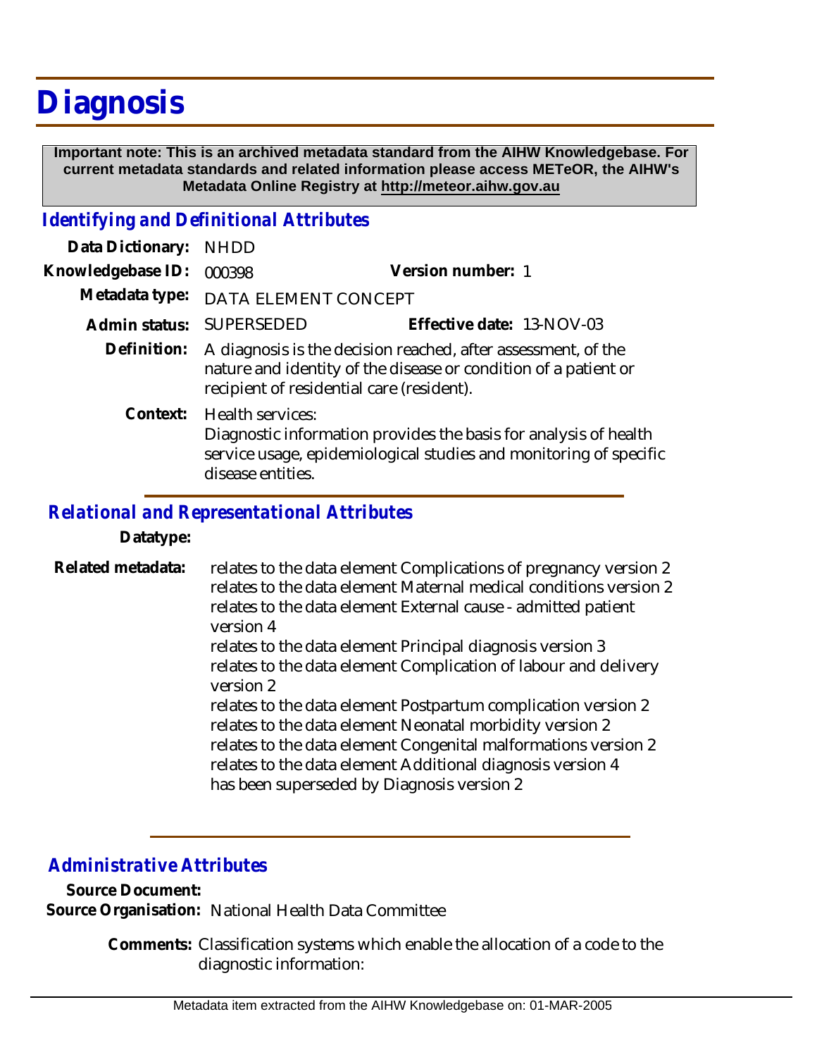# Diagnosis

**Important note: This is an archived metadata standard from the AIHW Knowledgebase. For current metadata standards and related information please access METeOR, the AIHW's Metadata Online Registry at http://meteor.aihw.gov.au**

## *Identifying and Definitional Attributes*

**Data Dictionary:** NHDD

**Knowledgebase ID:** 000398 **Version number:** 1

**Metadata type:** DATA ELEMENT CONCEPT

**Admin status:** SUPERSEDED **Effective date:** 13-NOV-03

**Definition:** A diagnosis is the decision reached, after assessment, of the nature and identity of the disease or condition of a patient or recipient of residential care (resident).

**Context:** Health services:
Diagnostic information provides the basis for analysis of health service usage, epidemiological studies and monitoring of specific disease entities.

## *Relational and Representational Attributes*

**Datatype:**

**Related metadata:**
relates to the data element Complications of pregnancy version 2
relates to the data element Maternal medical conditions version 2
relates to the data element External cause - admitted patient version 4
relates to the data element Principal diagnosis version 3
relates to the data element Complication of labour and delivery version 2
relates to the data element Postpartum complication version 2
relates to the data element Neonatal morbidity version 2
relates to the data element Congenital malformations version 2
relates to the data element Additional diagnosis version 4
has been superseded by Diagnosis version 2

## *Administrative Attributes*

**Source Document:**

**Source Organisation:** National Health Data Committee

**Comments:** Classification systems which enable the allocation of a code to the diagnostic information: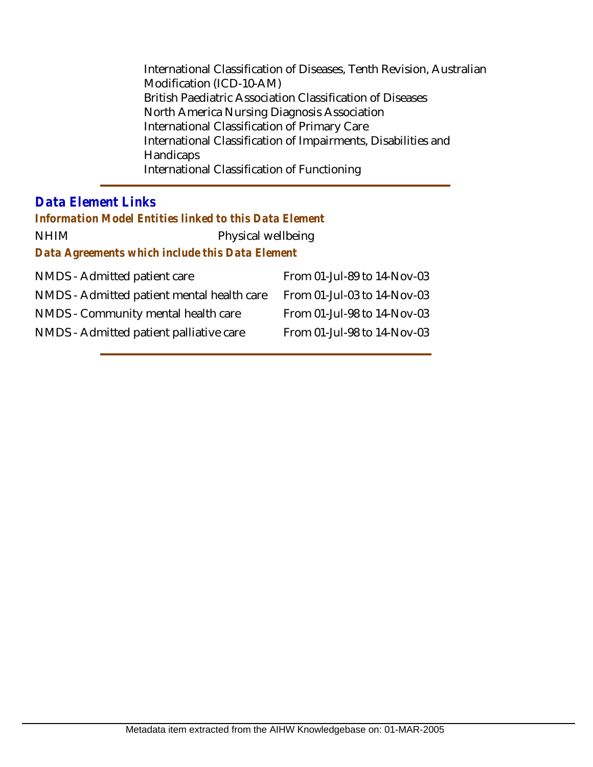International Classification of Diseases, Tenth Revision, Australian Modification (ICD-10-AM)
British Paediatric Association Classification of Diseases
North America Nursing Diagnosis Association
International Classification of Primary Care
International Classification of Impairments, Disabilities and Handicaps
International Classification of Functioning

## Data Element Links

### Information Model Entities linked to this Data Element

| | |
|---|---|
| NHIM | Physical wellbeing |

### Data Agreements which include this Data Element

| | |
|---|---|
| NMDS - Admitted patient care | From 01-Jul-89 to 14-Nov-03 |
| NMDS - Admitted patient mental health care | From 01-Jul-03 to 14-Nov-03 |
| NMDS - Community mental health care | From 01-Jul-98 to 14-Nov-03 |
| NMDS - Admitted patient palliative care | From 01-Jul-98 to 14-Nov-03 |

Metadata item extracted from the AIHW Knowledgebase on: 01-MAR-2005